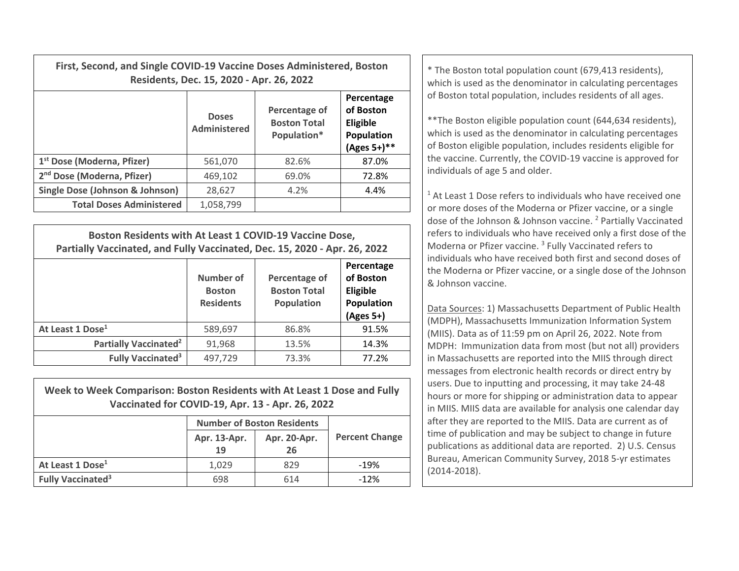| First, Second, and Single COVID-19 Vaccine Doses Administered, Boston Residents, Dec. 15, 2020 - Apr. 26, 2022 | | | |
|---|---|---|---|
| | **Doses Administered** | **Percentage of Boston Total Population*** | **Percentage of Boston Eligible Population (Ages 5+)**** |
| **1st Dose (Moderna, Pfizer)** | 561,070 | 82.6% | 87.0% |
| **2nd Dose (Moderna, Pfizer)** | 469,102 | 69.0% | 72.8% |
| **Single Dose (Johnson & Johnson)** | 28,627 | 4.2% | 4.4% |
| **Total Doses Administered** | 1,058,799 | | |

| Boston Residents with At Least 1 COVID-19 Vaccine Dose, Partially Vaccinated, and Fully Vaccinated, Dec. 15, 2020 - Apr. 26, 2022 | | | |
|---|---|---|---|
| | **Number of Boston Residents** | **Percentage of Boston Total Population** | **Percentage of Boston Eligible Population (Ages 5+)** |
| **At Least 1 Dose[1]** | 589,697 | 86.8% | 91.5% |
| **Partially Vaccinated[2]** | 91,968 | 13.5% | 14.3% |
| **Fully Vaccinated[3]** | 497,729 | 73.3% | 77.2% |

| Week to Week Comparison: Boston Residents with At Least 1 Dose and Fully Vaccinated for COVID-19, Apr. 13 - Apr. 26, 2022 | | | |
|---|---|---|---|
| | **Number of Boston Residents** | | **Percent Change** |
| | **Apr. 13-Apr. 19** | **Apr. 20-Apr. 26** | |
| **At Least 1 Dose[1]** | 1,029 | 829 | -19% |
| **Fully Vaccinated[3]** | 698 | 614 | -12% |

* The Boston total population count (679,413 residents), which is used as the denominator in calculating percentages of Boston total population, includes residents of all ages.

**The Boston eligible population count (644,634 residents), which is used as the denominator in calculating percentages of Boston eligible population, includes residents eligible for the vaccine. Currently, the COVID-19 vaccine is approved for individuals of age 5 and older.

[1] At Least 1 Dose refers to individuals who have received one or more doses of the Moderna or Pfizer vaccine, or a single dose of the Johnson & Johnson vaccine. [2] Partially Vaccinated refers to individuals who have received only a first dose of the Moderna or Pfizer vaccine. [3] Fully Vaccinated refers to individuals who have received both first and second doses of the Moderna or Pfizer vaccine, or a single dose of the Johnson & Johnson vaccine.

Data Sources: 1) Massachusetts Department of Public Health (MDPH), Massachusetts Immunization Information System (MIIS). Data as of 11:59 pm on April 26, 2022. Note from MDPH: Immunization data from most (but not all) providers in Massachusetts are reported into the MIIS through direct messages from electronic health records or direct entry by users. Due to inputting and processing, it may take 24-48 hours or more for shipping or administration data to appear in MIIS. MIIS data are available for analysis one calendar day after they are reported to the MIIS. Data are current as of time of publication and may be subject to change in future publications as additional data are reported. 2) U.S. Census Bureau, American Community Survey, 2018 5-yr estimates (2014-2018).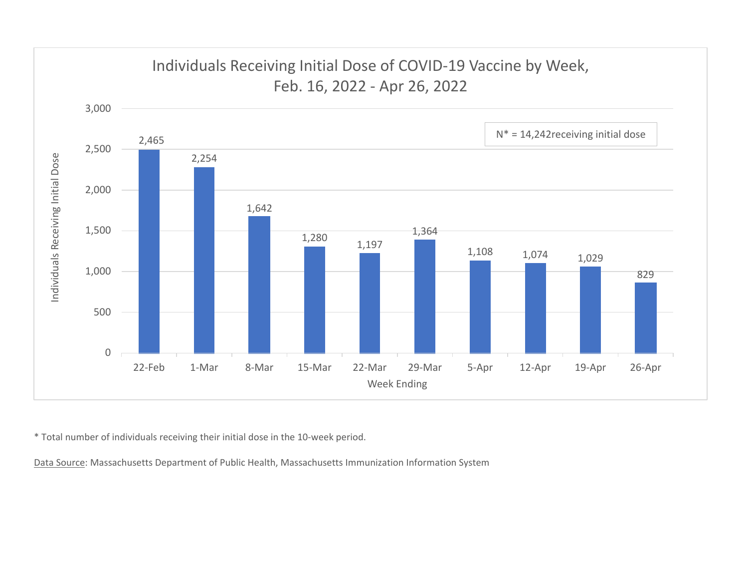## Individuals Receiving Initial Dose of COVID-19 Vaccine by Week, Feb. 16, 2022 - Apr 26, 2022

N* = 14,242receiving initial dose

| Week Ending | Individuals Receiving Initial Dose |
| --- | --- |
| 22-Feb | 2,465 |
| 1-Mar | 2,254 |
| 8-Mar | 1,642 |
| 15-Mar | 1,280 |
| 22-Mar | 1,197 |
| 29-Mar | 1,364 |
| 5-Apr | 1,108 |
| 12-Apr | 1,074 |
| 19-Apr | 1,029 |
| 26-Apr | 829 |

* Total number of individuals receiving their initial dose in the 10-week period.

Data Source: Massachusetts Department of Public Health, Massachusetts Immunization Information System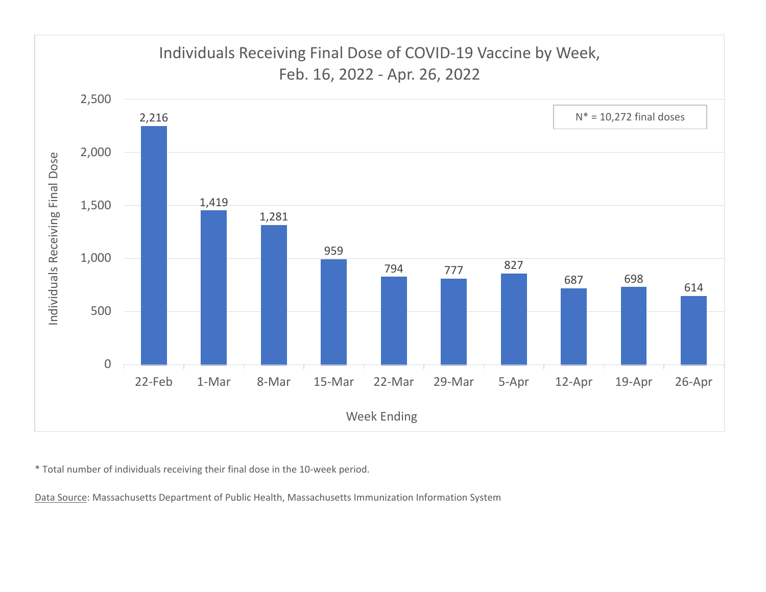## Individuals Receiving Final Dose of COVID-19 Vaccine by Week, Feb. 16, 2022 - Apr. 26, 2022

N* = 10,272 final doses

| Week Ending | Individuals Receiving Final Dose |
|---|---|
| 22-Feb | 2,216 |
| 1-Mar | 1,419 |
| 8-Mar | 1,281 |
| 15-Mar | 959 |
| 22-Mar | 794 |
| 29-Mar | 777 |
| 5-Apr | 827 |
| 12-Apr | 687 |
| 19-Apr | 698 |
| 26-Apr | 614 |

* Total number of individuals receiving their final dose in the 10-week period.

Data Source: Massachusetts Department of Public Health, Massachusetts Immunization Information System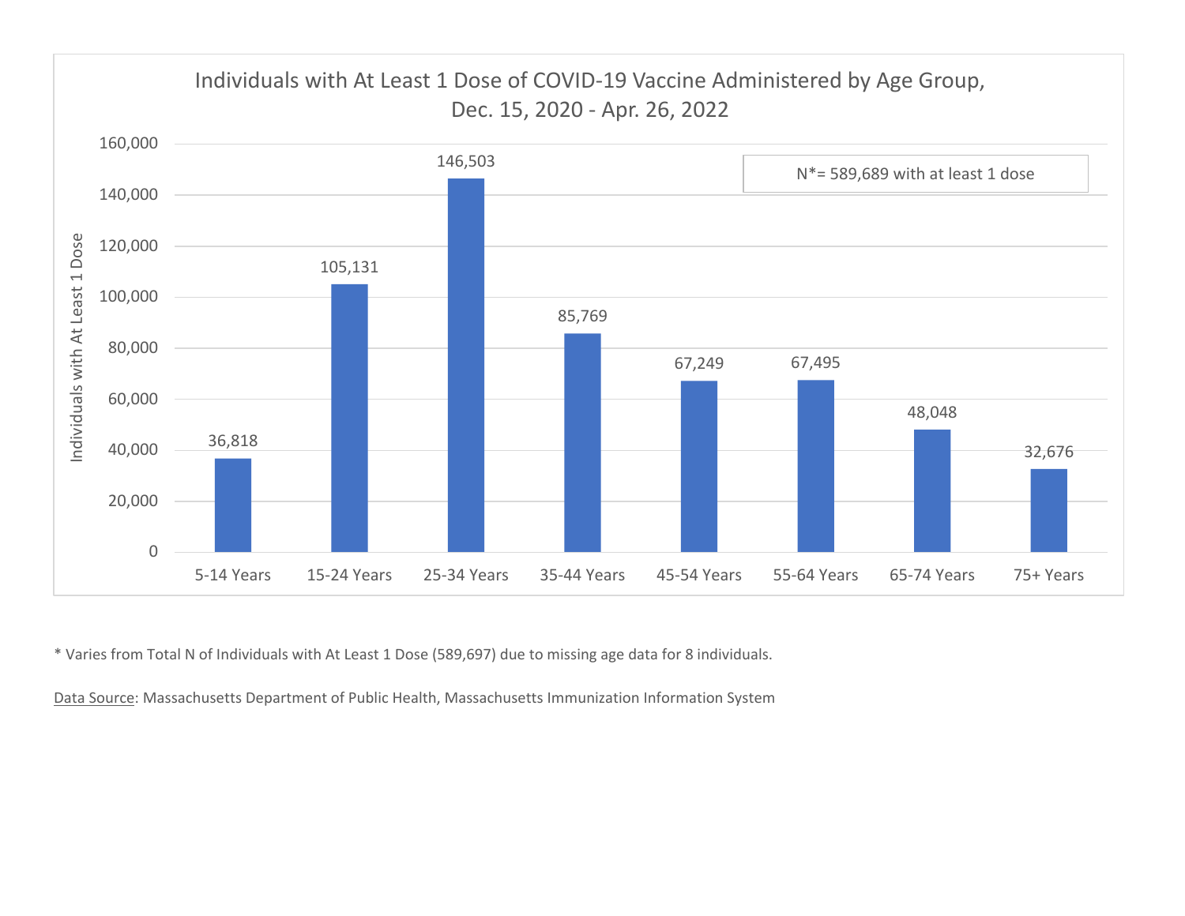## Individuals with At Least 1 Dose of COVID-19 Vaccine Administered by Age Group, Dec. 15, 2020 - Apr. 26, 2022

N*= 589,689 with at least 1 dose

| Age Group | Individuals with At Least 1 Dose |
| --- | --- |
| 5-14 Years | 36,818 |
| 15-24 Years | 105,131 |
| 25-34 Years | 146,503 |
| 35-44 Years | 85,769 |
| 45-54 Years | 67,249 |
| 55-64 Years | 67,495 |
| 65-74 Years | 48,048 |
| 75+ Years | 32,676 |

* Varies from Total N of Individuals with At Least 1 Dose (589,697) due to missing age data for 8 individuals.

Data Source: Massachusetts Department of Public Health, Massachusetts Immunization Information System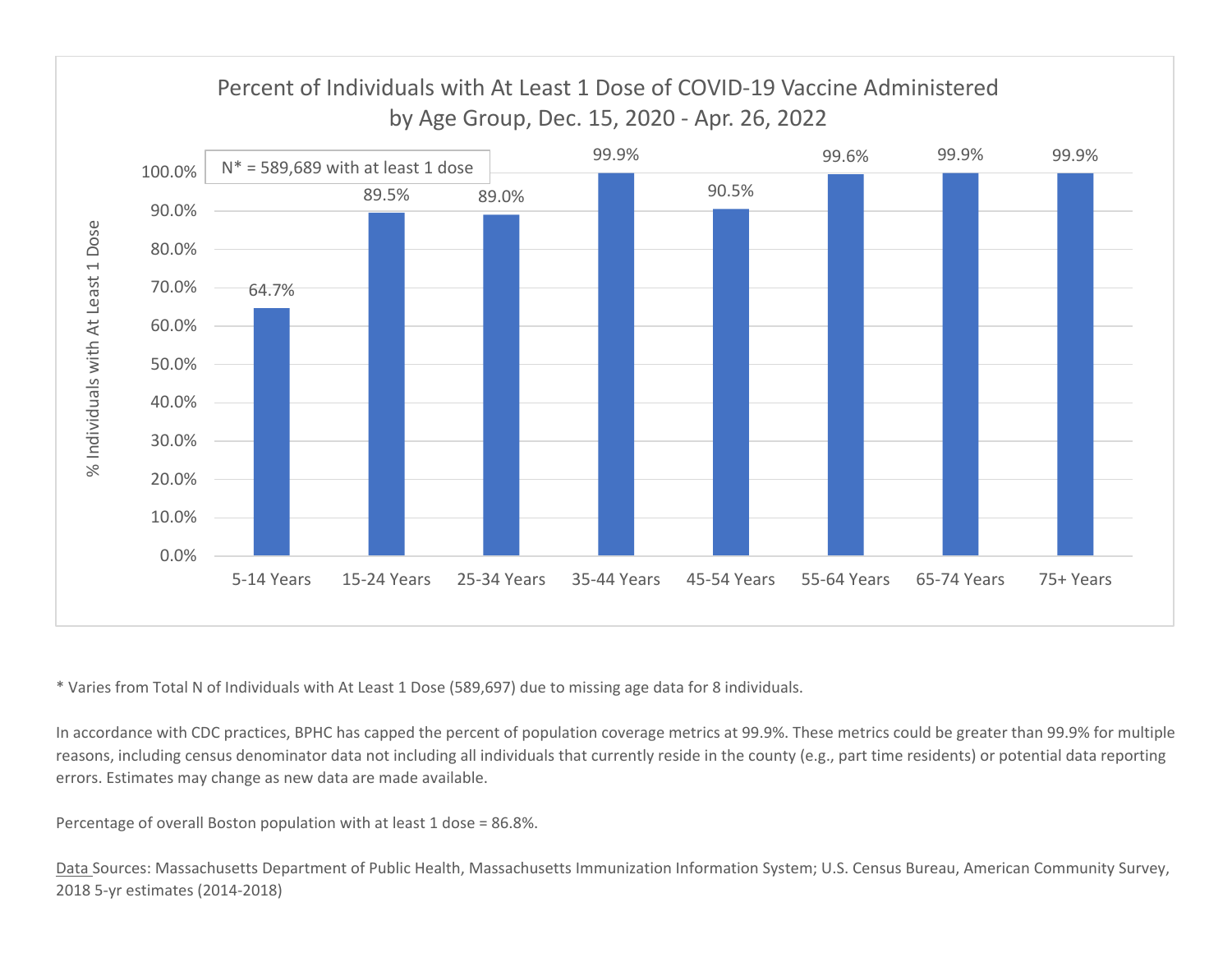Percent of Individuals with At Least 1 Dose of COVID-19 Vaccine Administered by Age Group, Dec. 15, 2020 - Apr. 26, 2022

N* = 589,689 with at least 1 dose

| Age Group | % Individuals with At Least 1 Dose |
|---|---|
| 5-14 Years | 64.7% |
| 15-24 Years | 89.5% |
| 25-34 Years | 89.0% |
| 35-44 Years | 99.9% |
| 45-54 Years | 90.5% |
| 55-64 Years | 99.6% |
| 65-74 Years | 99.9% |
| 75+ Years | 99.9% |

* Varies from Total N of Individuals with At Least 1 Dose (589,697) due to missing age data for 8 individuals.

In accordance with CDC practices, BPHC has capped the percent of population coverage metrics at 99.9%. These metrics could be greater than 99.9% for multiple reasons, including census denominator data not including all individuals that currently reside in the county (e.g., part time residents) or potential data reporting errors. Estimates may change as new data are made available.

Percentage of overall Boston population with at least 1 dose = 86.8%.

Data Sources: Massachusetts Department of Public Health, Massachusetts Immunization Information System; U.S. Census Bureau, American Community Survey, 2018 5-yr estimates (2014-2018)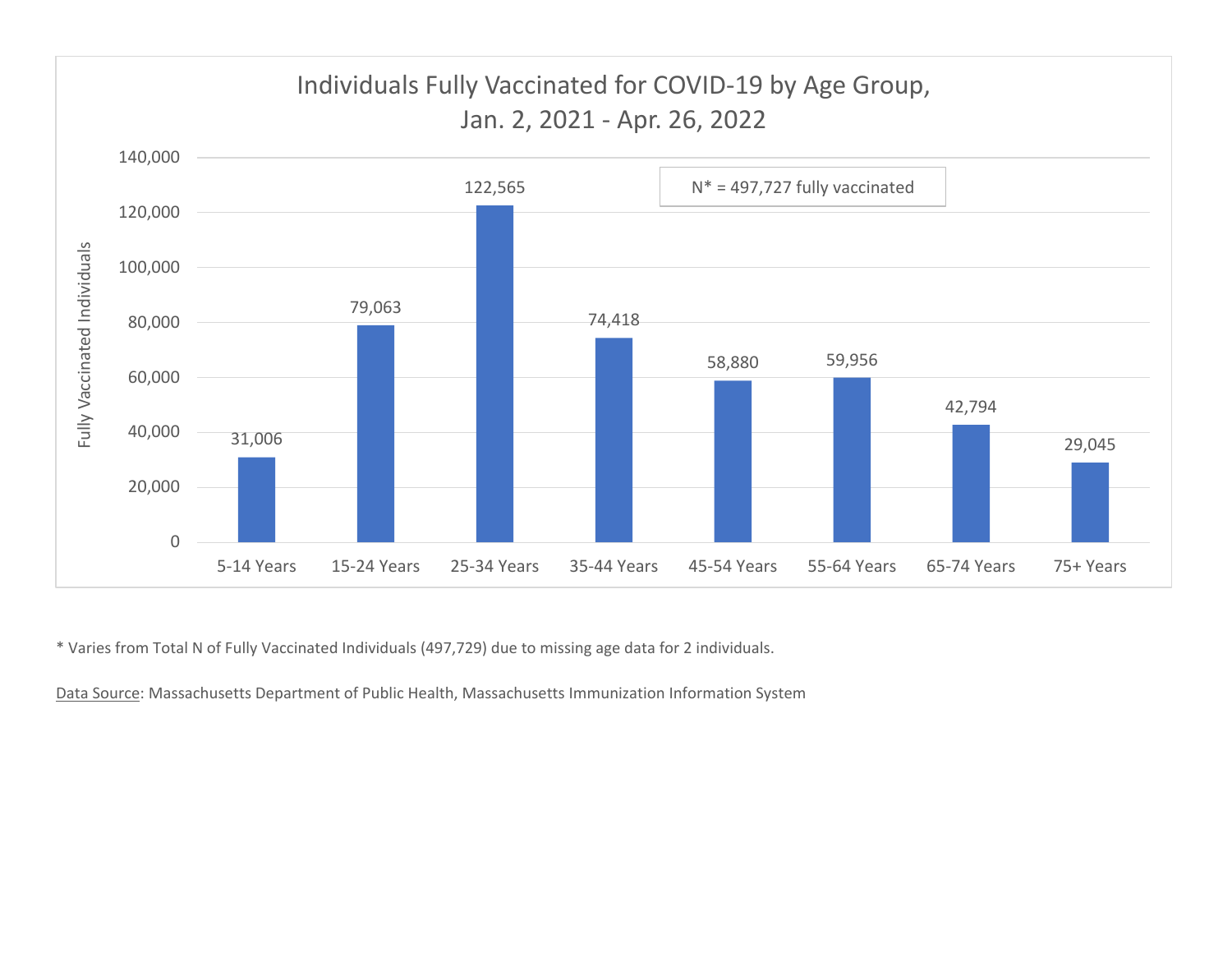## Individuals Fully Vaccinated for COVID-19 by Age Group, Jan. 2, 2021 - Apr. 26, 2022

N* = 497,727 fully vaccinated

| Age Group | Fully Vaccinated Individuals |
|---|---|
| 5-14 Years | 31,006 |
| 15-24 Years | 79,063 |
| 25-34 Years | 122,565 |
| 35-44 Years | 74,418 |
| 45-54 Years | 58,880 |
| 55-64 Years | 59,956 |
| 65-74 Years | 42,794 |
| 75+ Years | 29,045 |

* Varies from Total N of Fully Vaccinated Individuals (497,729) due to missing age data for 2 individuals.

Data Source: Massachusetts Department of Public Health, Massachusetts Immunization Information System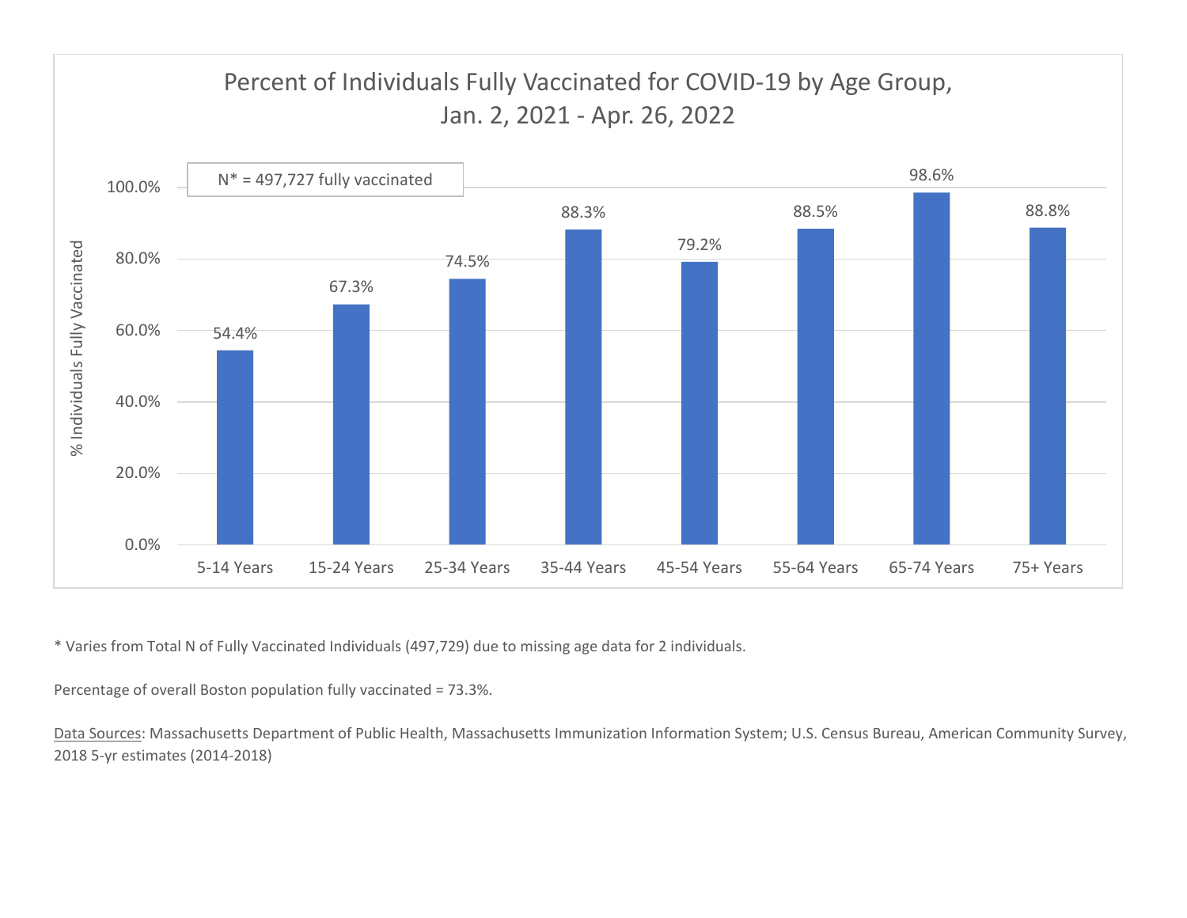## Percent of Individuals Fully Vaccinated for COVID-19 by Age Group, Jan. 2, 2021 - Apr. 26, 2022

N* = 497,727 fully vaccinated

| Age Group | % Individuals Fully Vaccinated |
|---|---|
| 5-14 Years | 54.4% |
| 15-24 Years | 67.3% |
| 25-34 Years | 74.5% |
| 35-44 Years | 88.3% |
| 45-54 Years | 79.2% |
| 55-64 Years | 88.5% |
| 65-74 Years | 98.6% |
| 75+ Years | 88.8% |

* Varies from Total N of Fully Vaccinated Individuals (497,729) due to missing age data for 2 individuals.

Percentage of overall Boston population fully vaccinated = 73.3%.

Data Sources: Massachusetts Department of Public Health, Massachusetts Immunization Information System; U.S. Census Bureau, American Community Survey, 2018 5-yr estimates (2014-2018)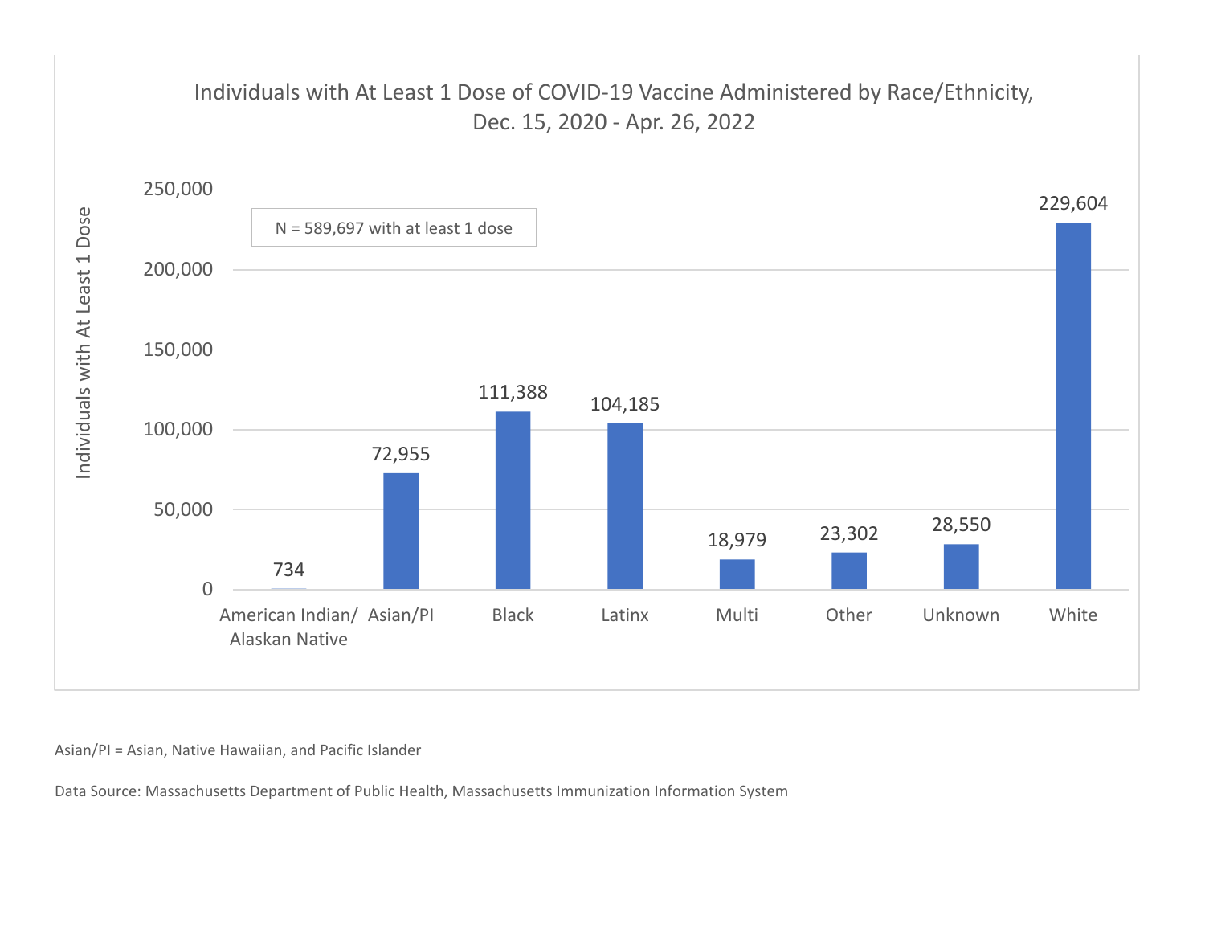## Individuals with At Least 1 Dose of COVID-19 Vaccine Administered by Race/Ethnicity, Dec. 15, 2020 - Apr. 26, 2022

N = 589,697 with at least 1 dose

| Race/Ethnicity | Individuals with At Least 1 Dose |
|---|---|
| American Indian/ Alaskan Native | 734 |
| Asian/PI | 72,955 |
| Black | 111,388 |
| Latinx | 104,185 |
| Multi | 18,979 |
| Other | 23,302 |
| Unknown | 28,550 |
| White | 229,604 |

Asian/PI = Asian, Native Hawaiian, and Pacific Islander

Data Source: Massachusetts Department of Public Health, Massachusetts Immunization Information System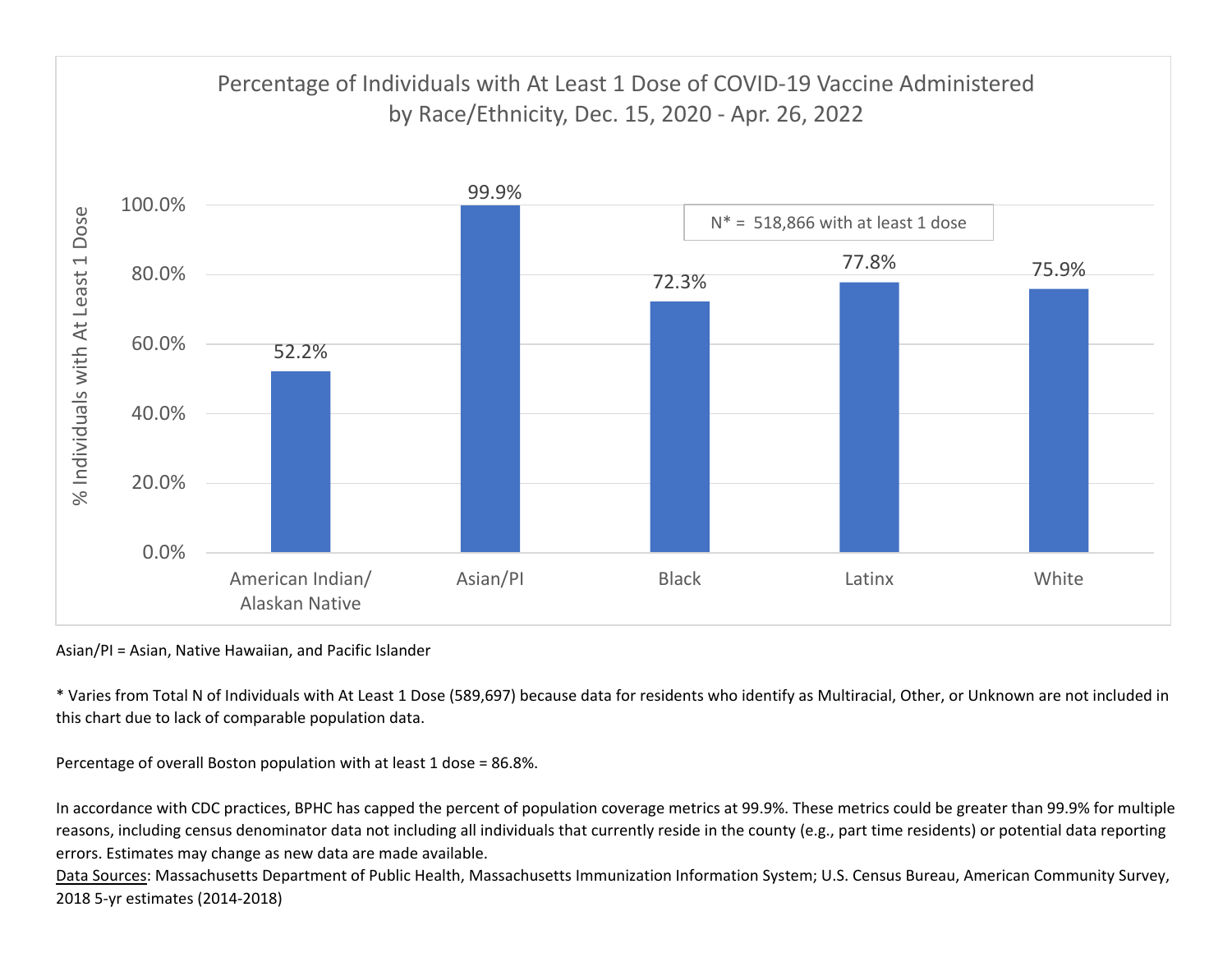## Percentage of Individuals with At Least 1 Dose of COVID-19 Vaccine Administered by Race/Ethnicity, Dec. 15, 2020 - Apr. 26, 2022

| Race/Ethnicity | % Individuals with At Least 1 Dose |
| --- | --- |
| American Indian/ Alaskan Native | 52.2% |
| Asian/PI | 99.9% |
| Black | 72.3% |
| Latinx | 77.8% |
| White | 75.9% |

N* = 518,866 with at least 1 dose

Asian/PI = Asian, Native Hawaiian, and Pacific Islander

* Varies from Total N of Individuals with At Least 1 Dose (589,697) because data for residents who identify as Multiracial, Other, or Unknown are not included in this chart due to lack of comparable population data.

Percentage of overall Boston population with at least 1 dose = 86.8%.

In accordance with CDC practices, BPHC has capped the percent of population coverage metrics at 99.9%. These metrics could be greater than 99.9% for multiple reasons, including census denominator data not including all individuals that currently reside in the county (e.g., part time residents) or potential data reporting errors. Estimates may change as new data are made available.

Data Sources: Massachusetts Department of Public Health, Massachusetts Immunization Information System; U.S. Census Bureau, American Community Survey, 2018 5-yr estimates (2014-2018)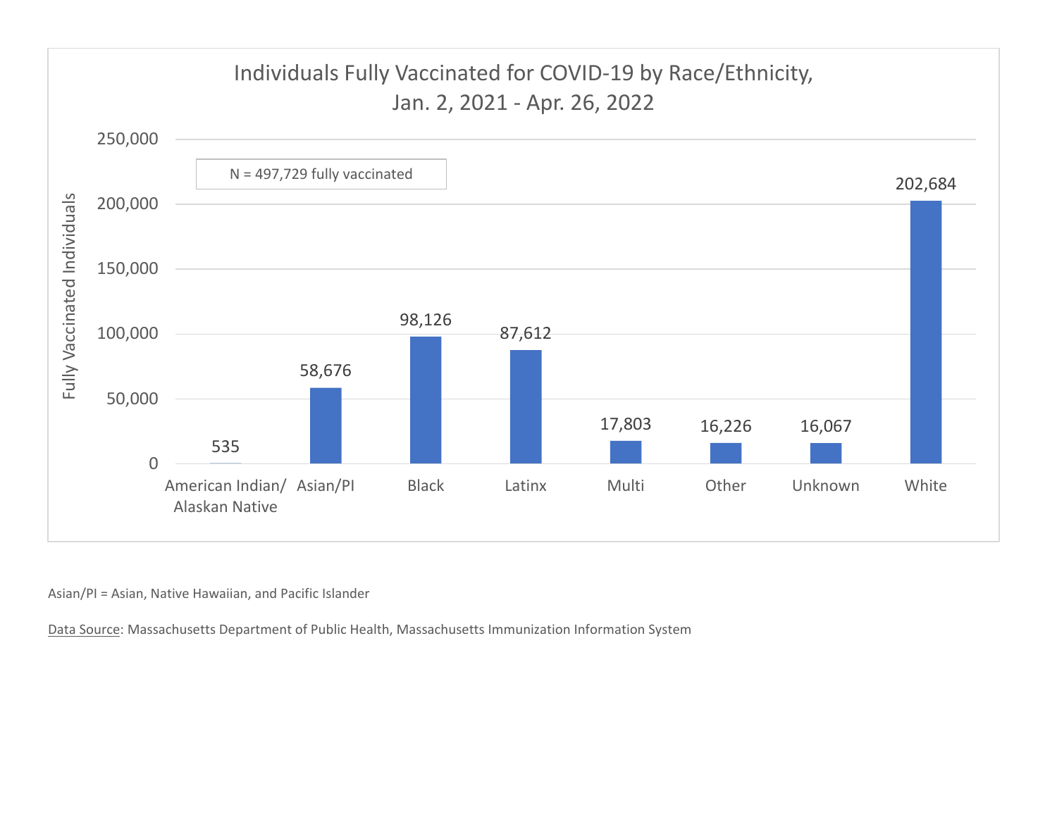## Individuals Fully Vaccinated for COVID-19 by Race/Ethnicity, Jan. 2, 2021 - Apr. 26, 2022

N = 497,729 fully vaccinated

| Race/Ethnicity | Fully Vaccinated Individuals |
|---|---|
| American Indian/ Alaskan Native | 535 |
| Asian/PI | 58,676 |
| Black | 98,126 |
| Latinx | 87,612 |
| Multi | 17,803 |
| Other | 16,226 |
| Unknown | 16,067 |
| White | 202,684 |

Asian/PI = Asian, Native Hawaiian, and Pacific Islander

Data Source: Massachusetts Department of Public Health, Massachusetts Immunization Information System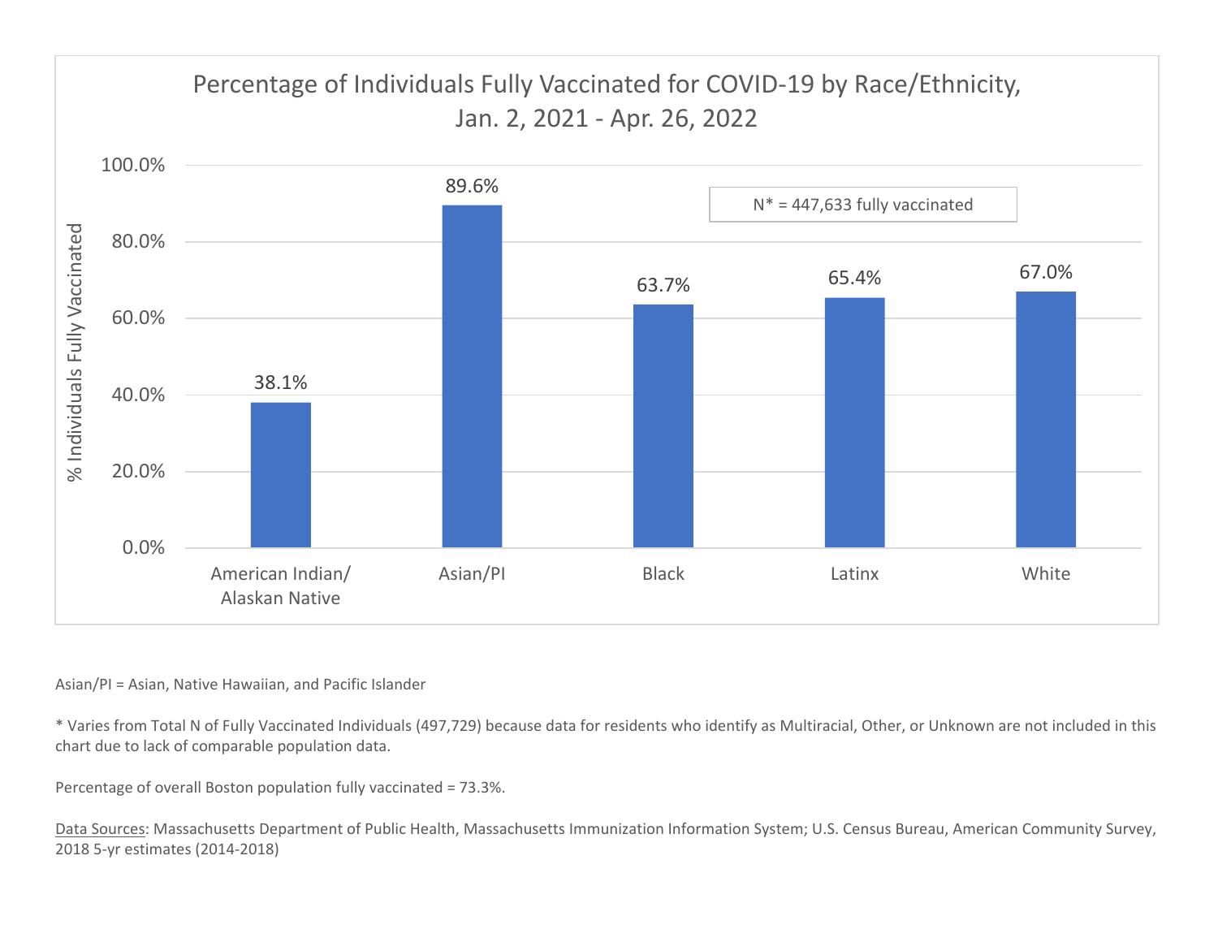## Percentage of Individuals Fully Vaccinated for COVID-19 by Race/Ethnicity, Jan. 2, 2021 - Apr. 26, 2022

N* = 447,633 fully vaccinated

| Race/Ethnicity | % Individuals Fully Vaccinated |
|---|---|
| American Indian/ Alaskan Native | 38.1% |
| Asian/PI | 89.6% |
| Black | 63.7% |
| Latinx | 65.4% |
| White | 67.0% |

Asian/PI = Asian, Native Hawaiian, and Pacific Islander

* Varies from Total N of Fully Vaccinated Individuals (497,729) because data for residents who identify as Multiracial, Other, or Unknown are not included in this chart due to lack of comparable population data.

Percentage of overall Boston population fully vaccinated = 73.3%.

Data Sources: Massachusetts Department of Public Health, Massachusetts Immunization Information System; U.S. Census Bureau, American Community Survey, 2018 5-yr estimates (2014-2018)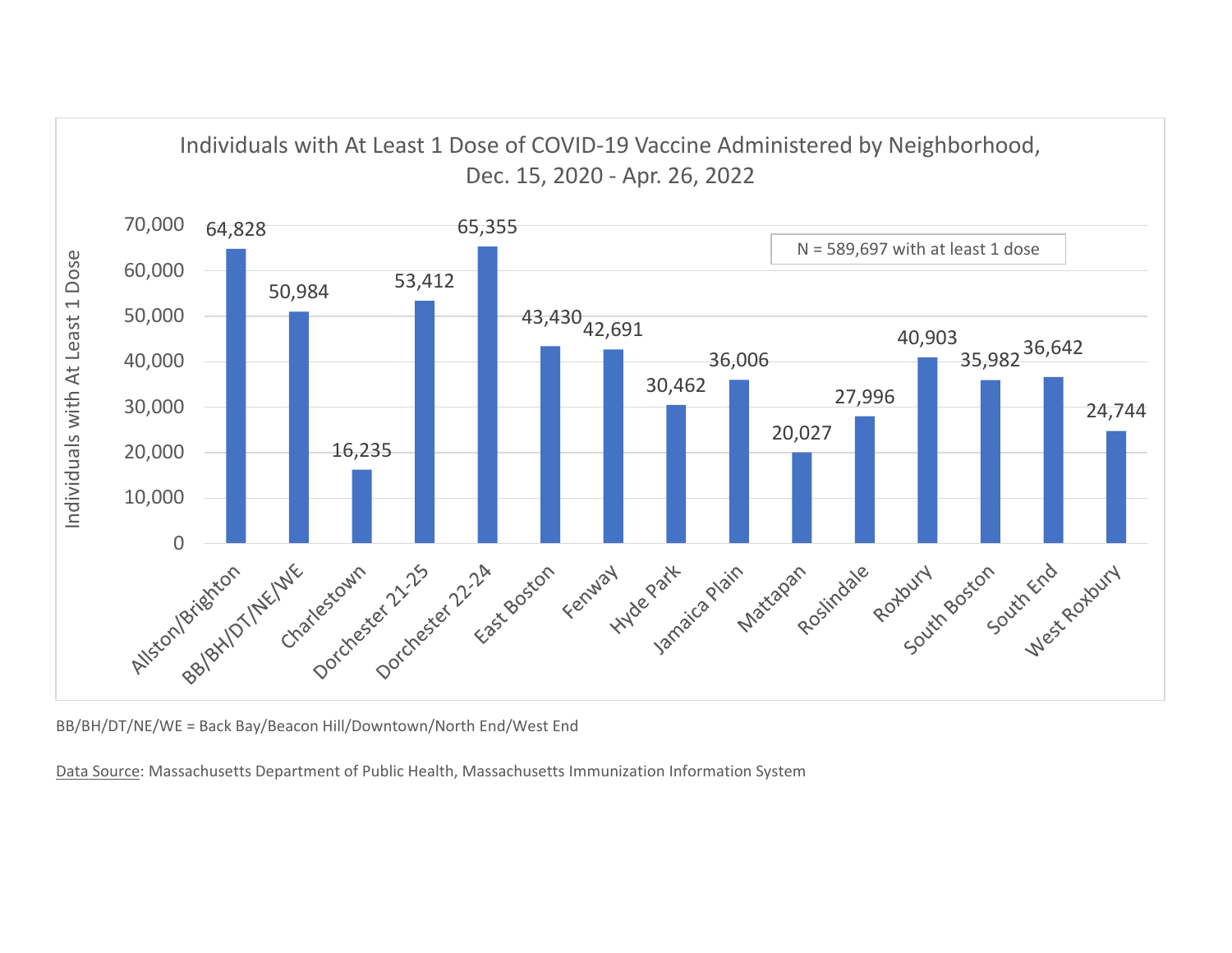## Individuals with At Least 1 Dose of COVID-19 Vaccine Administered by Neighborhood, Dec. 15, 2020 - Apr. 26, 2022

N = 589,697 with at least 1 dose

| Neighborhood | Individuals with At Least 1 Dose |
| --- | --- |
| Allston/Brighton | 64,828 |
| BB/BH/DT/NE/WE | 50,984 |
| Charlestown | 16,235 |
| Dorchester 21-25 | 53,412 |
| Dorchester 22-24 | 65,355 |
| East Boston | 43,430 |
| Fenway | 42,691 |
| Hyde Park | 30,462 |
| Jamaica Plain | 36,006 |
| Mattapan | 20,027 |
| Roslindale | 27,996 |
| Roxbury | 40,903 |
| South Boston | 35,982 |
| South End | 36,642 |
| West Roxbury | 24,744 |

BB/BH/DT/NE/WE = Back Bay/Beacon Hill/Downtown/North End/West End

Data Source: Massachusetts Department of Public Health, Massachusetts Immunization Information System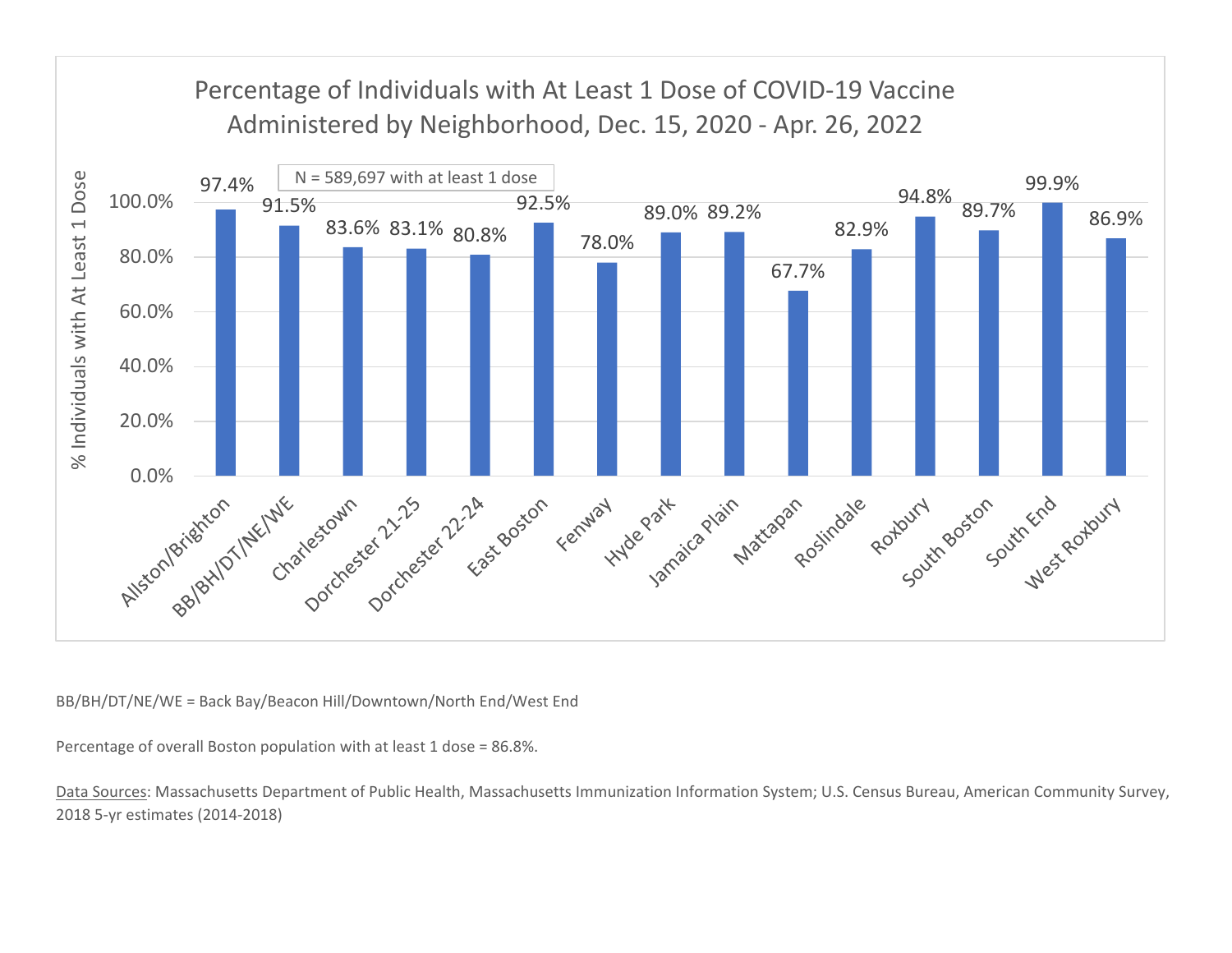## Percentage of Individuals with At Least 1 Dose of COVID-19 Vaccine Administered by Neighborhood, Dec. 15, 2020 - Apr. 26, 2022

N = 589,697 with at least 1 dose

| Neighborhood | % Individuals with At Least 1 Dose |
|---|---|
| Allston/Brighton | 97.4% |
| BB/BH/DT/NE/WE | 91.5% |
| Charlestown | 83.6% |
| Dorchester 21-25 | 83.1% |
| Dorchester 22-24 | 80.8% |
| East Boston | 92.5% |
| Fenway | 78.0% |
| Hyde Park | 89.0% |
| Jamaica Plain | 89.2% |
| Mattapan | 67.7% |
| Roslindale | 82.9% |
| Roxbury | 94.8% |
| South Boston | 89.7% |
| South End | 99.9% |
| West Roxbury | 86.9% |

BB/BH/DT/NE/WE = Back Bay/Beacon Hill/Downtown/North End/West End

Percentage of overall Boston population with at least 1 dose = 86.8%.

Data Sources: Massachusetts Department of Public Health, Massachusetts Immunization Information System; U.S. Census Bureau, American Community Survey, 2018 5-yr estimates (2014-2018)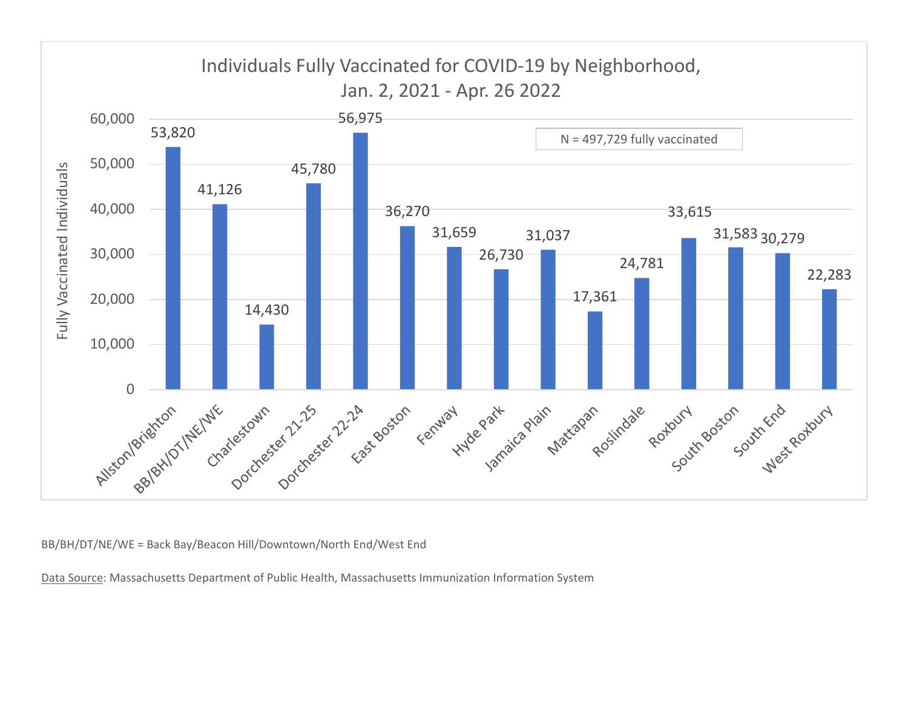## Individuals Fully Vaccinated for COVID-19 by Neighborhood, Jan. 2, 2021 - Apr. 26 2022

N = 497,729 fully vaccinated

| Neighborhood | Fully Vaccinated Individuals |
|---|---|
| Allston/Brighton | 53,820 |
| BB/BH/DT/NE/WE | 41,126 |
| Charlestown | 14,430 |
| Dorchester 21-25 | 45,780 |
| Dorchester 22-24 | 56,975 |
| East Boston | 36,270 |
| Fenway | 31,659 |
| Hyde Park | 26,730 |
| Jamaica Plain | 31,037 |
| Mattapan | 17,361 |
| Roslindale | 24,781 |
| Roxbury | 33,615 |
| South Boston | 31,583 |
| South End | 30,279 |
| West Roxbury | 22,283 |

BB/BH/DT/NE/WE = Back Bay/Beacon Hill/Downtown/North End/West End

Data Source: Massachusetts Department of Public Health, Massachusetts Immunization Information System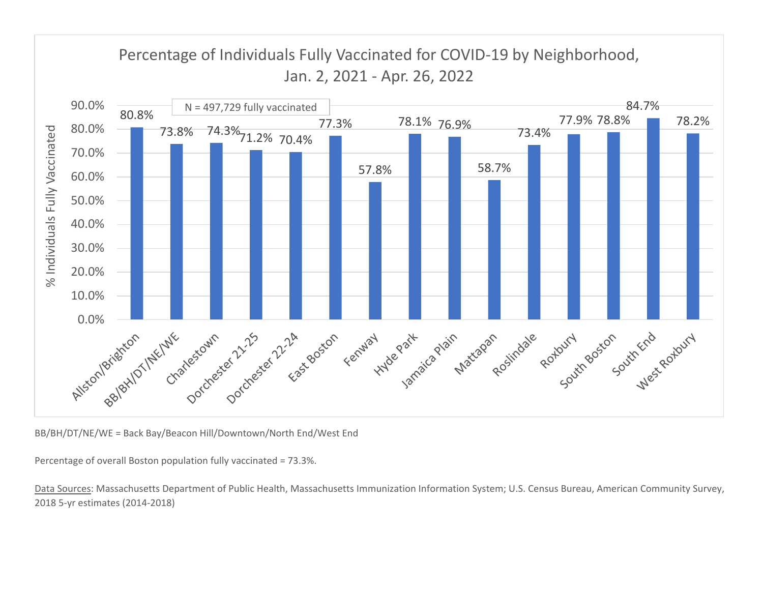## Percentage of Individuals Fully Vaccinated for COVID-19 by Neighborhood, Jan. 2, 2021 - Apr. 26, 2022

N = 497,729 fully vaccinated

| Neighborhood | % Individuals Fully Vaccinated |
|---|---|
| Allston/Brighton | 80.8% |
| BB/BH/DT/NE/WE | 73.8% |
| Charlestown | 74.3% |
| Dorchester 21-25 | 71.2% |
| Dorchester 22-24 | 70.4% |
| East Boston | 77.3% |
| Fenway | 57.8% |
| Hyde Park | 78.1% |
| Jamaica Plain | 76.9% |
| Mattapan | 58.7% |
| Roslindale | 73.4% |
| Roxbury | 77.9% |
| South Boston | 78.8% |
| South End | 84.7% |
| West Roxbury | 78.2% |

BB/BH/DT/NE/WE = Back Bay/Beacon Hill/Downtown/North End/West End

Percentage of overall Boston population fully vaccinated = 73.3%.

Data Sources: Massachusetts Department of Public Health, Massachusetts Immunization Information System; U.S. Census Bureau, American Community Survey, 2018 5-yr estimates (2014-2018)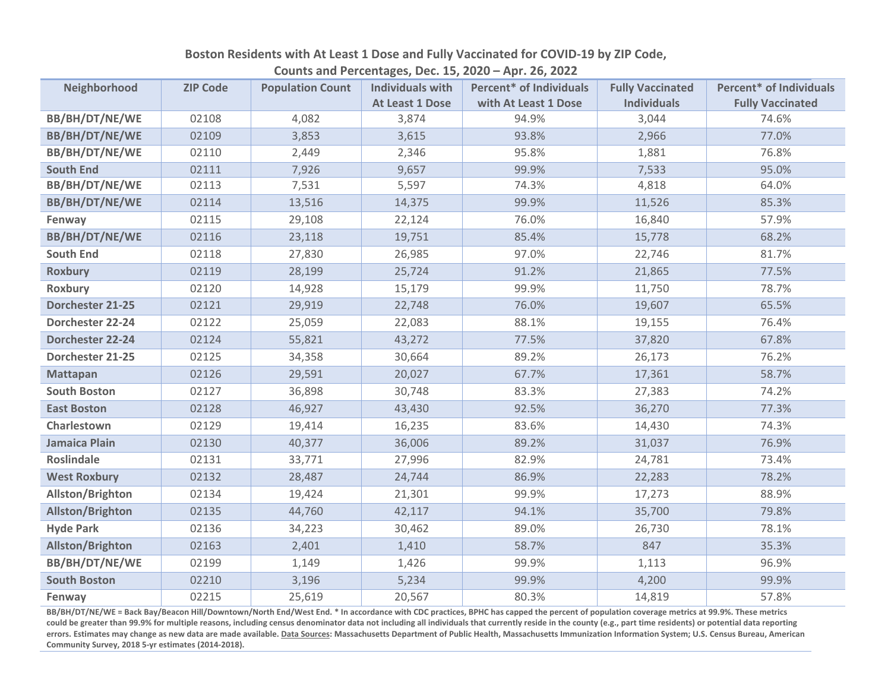**Boston Residents with At Least 1 Dose and Fully Vaccinated for COVID-19 by ZIP Code, Counts and Percentages, Dec. 15, 2020 – Apr. 26, 2022**

| Neighborhood | ZIP Code | Population Count | Individuals with At Least 1 Dose | Percent* of Individuals with At Least 1 Dose | Fully Vaccinated Individuals | Percent* of Individuals Fully Vaccinated |
|---|---|---|---|---|---|---|
| BB/BH/DT/NE/WE | 02108 | 4,082 | 3,874 | 94.9% | 3,044 | 74.6% |
| BB/BH/DT/NE/WE | 02109 | 3,853 | 3,615 | 93.8% | 2,966 | 77.0% |
| BB/BH/DT/NE/WE | 02110 | 2,449 | 2,346 | 95.8% | 1,881 | 76.8% |
| South End | 02111 | 7,926 | 9,657 | 99.9% | 7,533 | 95.0% |
| BB/BH/DT/NE/WE | 02113 | 7,531 | 5,597 | 74.3% | 4,818 | 64.0% |
| BB/BH/DT/NE/WE | 02114 | 13,516 | 14,375 | 99.9% | 11,526 | 85.3% |
| Fenway | 02115 | 29,108 | 22,124 | 76.0% | 16,840 | 57.9% |
| BB/BH/DT/NE/WE | 02116 | 23,118 | 19,751 | 85.4% | 15,778 | 68.2% |
| South End | 02118 | 27,830 | 26,985 | 97.0% | 22,746 | 81.7% |
| Roxbury | 02119 | 28,199 | 25,724 | 91.2% | 21,865 | 77.5% |
| Roxbury | 02120 | 14,928 | 15,179 | 99.9% | 11,750 | 78.7% |
| Dorchester 21-25 | 02121 | 29,919 | 22,748 | 76.0% | 19,607 | 65.5% |
| Dorchester 22-24 | 02122 | 25,059 | 22,083 | 88.1% | 19,155 | 76.4% |
| Dorchester 22-24 | 02124 | 55,821 | 43,272 | 77.5% | 37,820 | 67.8% |
| Dorchester 21-25 | 02125 | 34,358 | 30,664 | 89.2% | 26,173 | 76.2% |
| Mattapan | 02126 | 29,591 | 20,027 | 67.7% | 17,361 | 58.7% |
| South Boston | 02127 | 36,898 | 30,748 | 83.3% | 27,383 | 74.2% |
| East Boston | 02128 | 46,927 | 43,430 | 92.5% | 36,270 | 77.3% |
| Charlestown | 02129 | 19,414 | 16,235 | 83.6% | 14,430 | 74.3% |
| Jamaica Plain | 02130 | 40,377 | 36,006 | 89.2% | 31,037 | 76.9% |
| Roslindale | 02131 | 33,771 | 27,996 | 82.9% | 24,781 | 73.4% |
| West Roxbury | 02132 | 28,487 | 24,744 | 86.9% | 22,283 | 78.2% |
| Allston/Brighton | 02134 | 19,424 | 21,301 | 99.9% | 17,273 | 88.9% |
| Allston/Brighton | 02135 | 44,760 | 42,117 | 94.1% | 35,700 | 79.8% |
| Hyde Park | 02136 | 34,223 | 30,462 | 89.0% | 26,730 | 78.1% |
| Allston/Brighton | 02163 | 2,401 | 1,410 | 58.7% | 847 | 35.3% |
| BB/BH/DT/NE/WE | 02199 | 1,149 | 1,426 | 99.9% | 1,113 | 96.9% |
| South Boston | 02210 | 3,196 | 5,234 | 99.9% | 4,200 | 99.9% |
| Fenway | 02215 | 25,619 | 20,567 | 80.3% | 14,819 | 57.8% |

BB/BH/DT/NE/WE = Back Bay/Beacon Hill/Downtown/North End/West End. * In accordance with CDC practices, BPHC has capped the percent of population coverage metrics at 99.9%. These metrics could be greater than 99.9% for multiple reasons, including census denominator data not including all individuals that currently reside in the county (e.g., part time residents) or potential data reporting errors. Estimates may change as new data are made available. Data Sources: Massachusetts Department of Public Health, Massachusetts Immunization Information System; U.S. Census Bureau, American Community Survey, 2018 5-yr estimates (2014-2018).